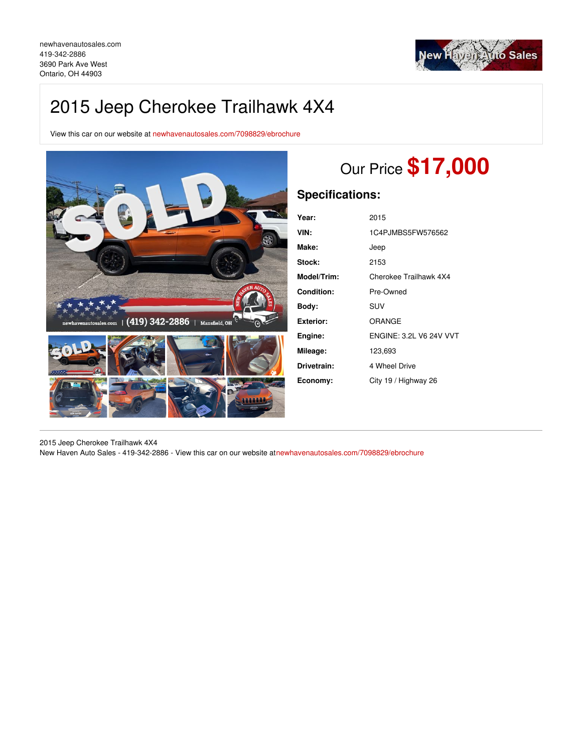newhavenautosales.com
419-342-2886
3690 Park Ave West
Ontario, OH 44903

# 2015 Jeep Cherokee Trailhawk 4X4

View this car on our website at newhavenautosales.com/7098829/ebrochure

## Our Price $17,000

### Specifications:

| | |
|---|---|
| **Year:** | 2015 |
| **VIN:** | 1C4PJMBS5FW576562 |
| **Make:** | Jeep |
| **Stock:** | 2153 |
| **Model/Trim:** | Cherokee Trailhawk 4X4 |
| **Condition:** | Pre-Owned |
| **Body:** | SUV |
| **Exterior:** | ORANGE |
| **Engine:** | ENGINE: 3.2L V6 24V VVT |
| **Mileage:** | 123,693 |
| **Drivetrain:** | 4 Wheel Drive |
| **Economy:** | City 19 / Highway 26 |

2015 Jeep Cherokee Trailhawk 4X4
New Haven Auto Sales - 419-342-2886 - View this car on our website atnewhavenautosales.com/7098829/ebrochure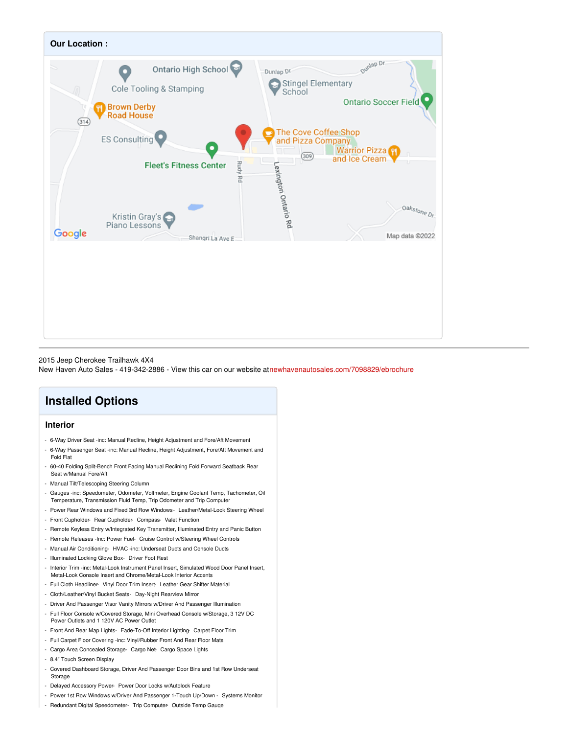## Our Location :

2015 Jeep Cherokee Trailhawk 4X4
New Haven Auto Sales - 419-342-2886 - View this car on our website atnewhavenautosales.com/7098829/ebrochure

# Installed Options

## Interior

- 6-Way Driver Seat -inc: Manual Recline, Height Adjustment and Fore/Aft Movement
- 6-Way Passenger Seat -inc: Manual Recline, Height Adjustment, Fore/Aft Movement and Fold Flat
- 60-40 Folding Split-Bench Front Facing Manual Reclining Fold Forward Seatback Rear Seat w/Manual Fore/Aft
- Manual Tilt/Telescoping Steering Column
- Gauges -inc: Speedometer, Odometer, Voltmeter, Engine Coolant Temp, Tachometer, Oil Temperature, Transmission Fluid Temp, Trip Odometer and Trip Computer
- Power Rear Windows and Fixed 3rd Row Windows - Leather/Metal-Look Steering Wheel
- Front Cupholder - Rear Cupholder - Compass - Valet Function
- Remote Keyless Entry w/Integrated Key Transmitter, Illuminated Entry and Panic Button
- Remote Releases -Inc: Power Fuel - Cruise Control w/Steering Wheel Controls
- Manual Air Conditioning - HVAC -inc: Underseat Ducts and Console Ducts
- Illuminated Locking Glove Box - Driver Foot Rest
- Interior Trim -inc: Metal-Look Instrument Panel Insert, Simulated Wood Door Panel Insert, Metal-Look Console Insert and Chrome/Metal-Look Interior Accents
- Full Cloth Headliner - Vinyl Door Trim Insert - Leather Gear Shifter Material
- Cloth/Leather/Vinyl Bucket Seats - Day-Night Rearview Mirror
- Driver And Passenger Visor Vanity Mirrors w/Driver And Passenger Illumination
- Full Floor Console w/Covered Storage, Mini Overhead Console w/Storage, 3 12V DC Power Outlets and 1 120V AC Power Outlet
- Front And Rear Map Lights - Fade-To-Off Interior Lighting - Carpet Floor Trim
- Full Carpet Floor Covering -inc: Vinyl/Rubber Front And Rear Floor Mats
- Cargo Area Concealed Storage - Cargo Net - Cargo Space Lights
- 8.4" Touch Screen Display
- Covered Dashboard Storage, Driver And Passenger Door Bins and 1st Row Underseat Storage
- Delayed Accessory Power - Power Door Locks w/Autolock Feature
- Power 1st Row Windows w/Driver And Passenger 1-Touch Up/Down - Systems Monitor
- Redundant Digital Speedometer - Trip Computer - Outside Temp Gauge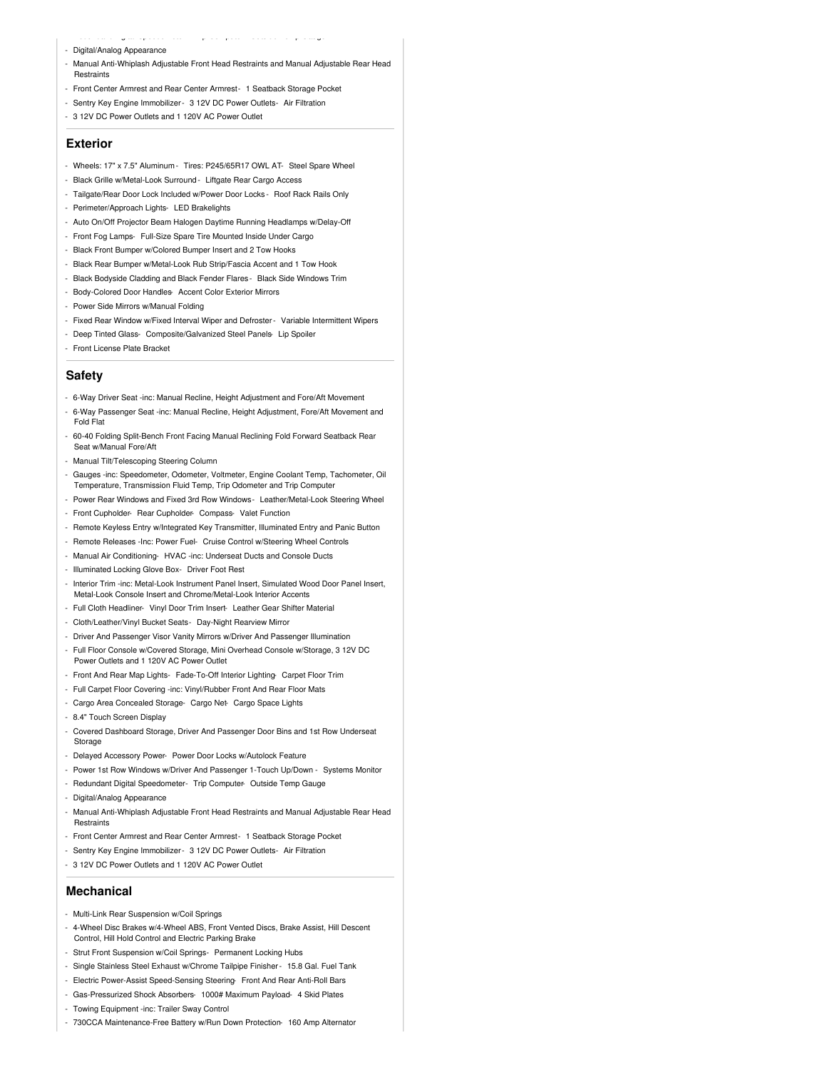- Digital/Analog Appearance
- Manual Anti-Whiplash Adjustable Front Head Restraints and Manual Adjustable Rear Head Restraints
- Front Center Armrest and Rear Center Armrest - 1 Seatback Storage Pocket
- Sentry Key Engine Immobilizer - 3 12V DC Power Outlets - Air Filtration
- 3 12V DC Power Outlets and 1 120V AC Power Outlet

## Exterior

- Wheels: 17" x 7.5" Aluminum - Tires: P245/65R17 OWL AT - Steel Spare Wheel
- Black Grille w/Metal-Look Surround - Liftgate Rear Cargo Access
- Tailgate/Rear Door Lock Included w/Power Door Locks - Roof Rack Rails Only
- Perimeter/Approach Lights - LED Brakelights
- Auto On/Off Projector Beam Halogen Daytime Running Headlamps w/Delay-Off
- Front Fog Lamps - Full-Size Spare Tire Mounted Inside Under Cargo
- Black Front Bumper w/Colored Bumper Insert and 2 Tow Hooks
- Black Rear Bumper w/Metal-Look Rub Strip/Fascia Accent and 1 Tow Hook
- Black Bodyside Cladding and Black Fender Flares - Black Side Windows Trim
- Body-Colored Door Handles - Accent Color Exterior Mirrors
- Power Side Mirrors w/Manual Folding
- Fixed Rear Window w/Fixed Interval Wiper and Defroster - Variable Intermittent Wipers
- Deep Tinted Glass - Composite/Galvanized Steel Panels - Lip Spoiler
- Front License Plate Bracket

## Safety

- 6-Way Driver Seat -inc: Manual Recline, Height Adjustment and Fore/Aft Movement
- 6-Way Passenger Seat -inc: Manual Recline, Height Adjustment, Fore/Aft Movement and Fold Flat
- 60-40 Folding Split-Bench Front Facing Manual Reclining Fold Forward Seatback Rear Seat w/Manual Fore/Aft
- Manual Tilt/Telescoping Steering Column
- Gauges -inc: Speedometer, Odometer, Voltmeter, Engine Coolant Temp, Tachometer, Oil Temperature, Transmission Fluid Temp, Trip Odometer and Trip Computer
- Power Rear Windows and Fixed 3rd Row Windows - Leather/Metal-Look Steering Wheel
- Front Cupholder - Rear Cupholder - Compass - Valet Function
- Remote Keyless Entry w/Integrated Key Transmitter, Illuminated Entry and Panic Button
- Remote Releases -Inc: Power Fuel - Cruise Control w/Steering Wheel Controls
- Manual Air Conditioning - HVAC -inc: Underseat Ducts and Console Ducts
- Illuminated Locking Glove Box - Driver Foot Rest
- Interior Trim -inc: Metal-Look Instrument Panel Insert, Simulated Wood Door Panel Insert, Metal-Look Console Insert and Chrome/Metal-Look Interior Accents
- Full Cloth Headliner - Vinyl Door Trim Insert - Leather Gear Shifter Material
- Cloth/Leather/Vinyl Bucket Seats - Day-Night Rearview Mirror
- Driver And Passenger Visor Vanity Mirrors w/Driver And Passenger Illumination
- Full Floor Console w/Covered Storage, Mini Overhead Console w/Storage, 3 12V DC Power Outlets and 1 120V AC Power Outlet
- Front And Rear Map Lights - Fade-To-Off Interior Lighting - Carpet Floor Trim
- Full Carpet Floor Covering -inc: Vinyl/Rubber Front And Rear Floor Mats
- Cargo Area Concealed Storage - Cargo Net - Cargo Space Lights
- 8.4" Touch Screen Display
- Covered Dashboard Storage, Driver And Passenger Door Bins and 1st Row Underseat Storage
- Delayed Accessory Power - Power Door Locks w/Autolock Feature
- Power 1st Row Windows w/Driver And Passenger 1-Touch Up/Down - Systems Monitor
- Redundant Digital Speedometer - Trip Computer - Outside Temp Gauge
- Digital/Analog Appearance
- Manual Anti-Whiplash Adjustable Front Head Restraints and Manual Adjustable Rear Head Restraints
- Front Center Armrest and Rear Center Armrest - 1 Seatback Storage Pocket
- Sentry Key Engine Immobilizer - 3 12V DC Power Outlets - Air Filtration
- 3 12V DC Power Outlets and 1 120V AC Power Outlet

## Mechanical

- Multi-Link Rear Suspension w/Coil Springs
- 4-Wheel Disc Brakes w/4-Wheel ABS, Front Vented Discs, Brake Assist, Hill Descent Control, Hill Hold Control and Electric Parking Brake
- Strut Front Suspension w/Coil Springs - Permanent Locking Hubs
- Single Stainless Steel Exhaust w/Chrome Tailpipe Finisher - 15.8 Gal. Fuel Tank
- Electric Power-Assist Speed-Sensing Steering - Front And Rear Anti-Roll Bars
- Gas-Pressurized Shock Absorbers - 1000# Maximum Payload - 4 Skid Plates
- Towing Equipment -inc: Trailer Sway Control
- 730CCA Maintenance-Free Battery w/Run Down Protection - 160 Amp Alternator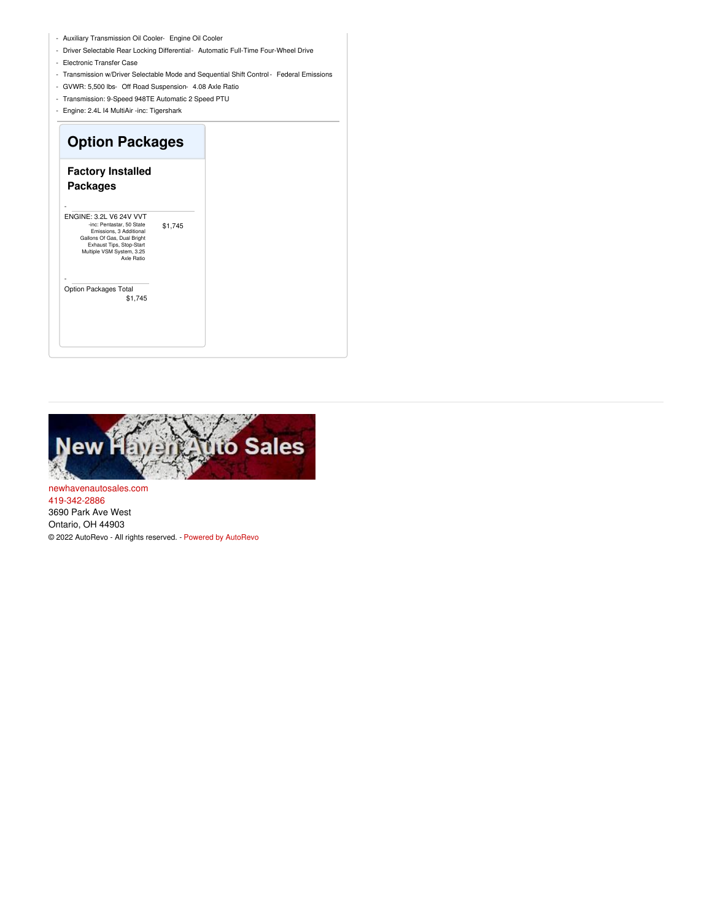- Auxiliary Transmission Oil Cooler- Engine Oil Cooler
- Driver Selectable Rear Locking Differential- Automatic Full-Time Four-Wheel Drive
- Electronic Transfer Case
- Transmission w/Driver Selectable Mode and Sequential Shift Control- Federal Emissions
- GVWR: 5,500 lbs- Off Road Suspension- 4.08 Axle Ratio
- Transmission: 9-Speed 948TE Automatic 2 Speed PTU
- Engine: 2.4L I4 MultiAir -inc: Tigershark

## Option Packages

### Factory Installed Packages

| | |
|---|---|
| ENGINE: 3.2L V6 24V VVT -inc: Pentastar, 50 State Emissions, 3 Additional Gallons Of Gas, Dual Bright Exhaust Tips, Stop-Start Multiple VSM System, 3.25 Axle Ratio | $1,745 |
| Option Packages Total | $1,745 |

New Haven Auto Sales

newhavenautosales.com
419-342-2886
3690 Park Ave West
Ontario, OH 44903
© 2022 AutoRevo - All rights reserved. - Powered by AutoRevo